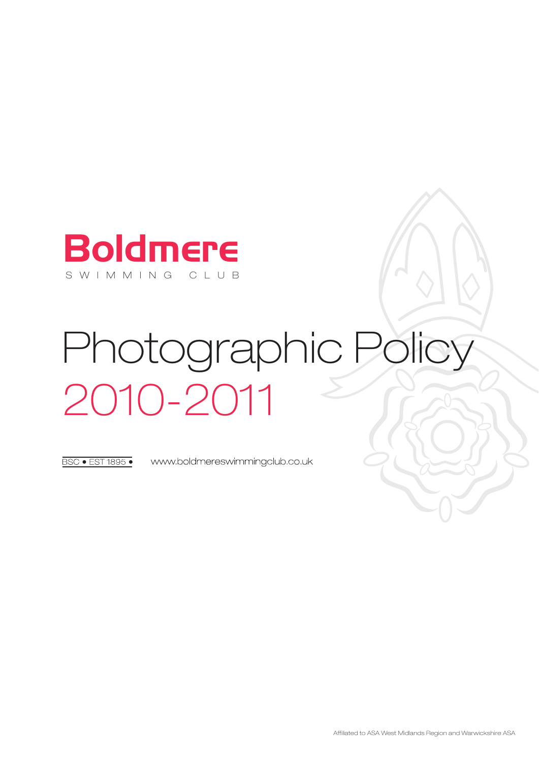# Boldmere

SWIMMING CLUB

# Photographic Policy 2010-2011

BSC • EST 1895 •

www.boldmereswimmingclub.co.uk

Affiliated to ASA West Midlands Region and Warwickshire ASA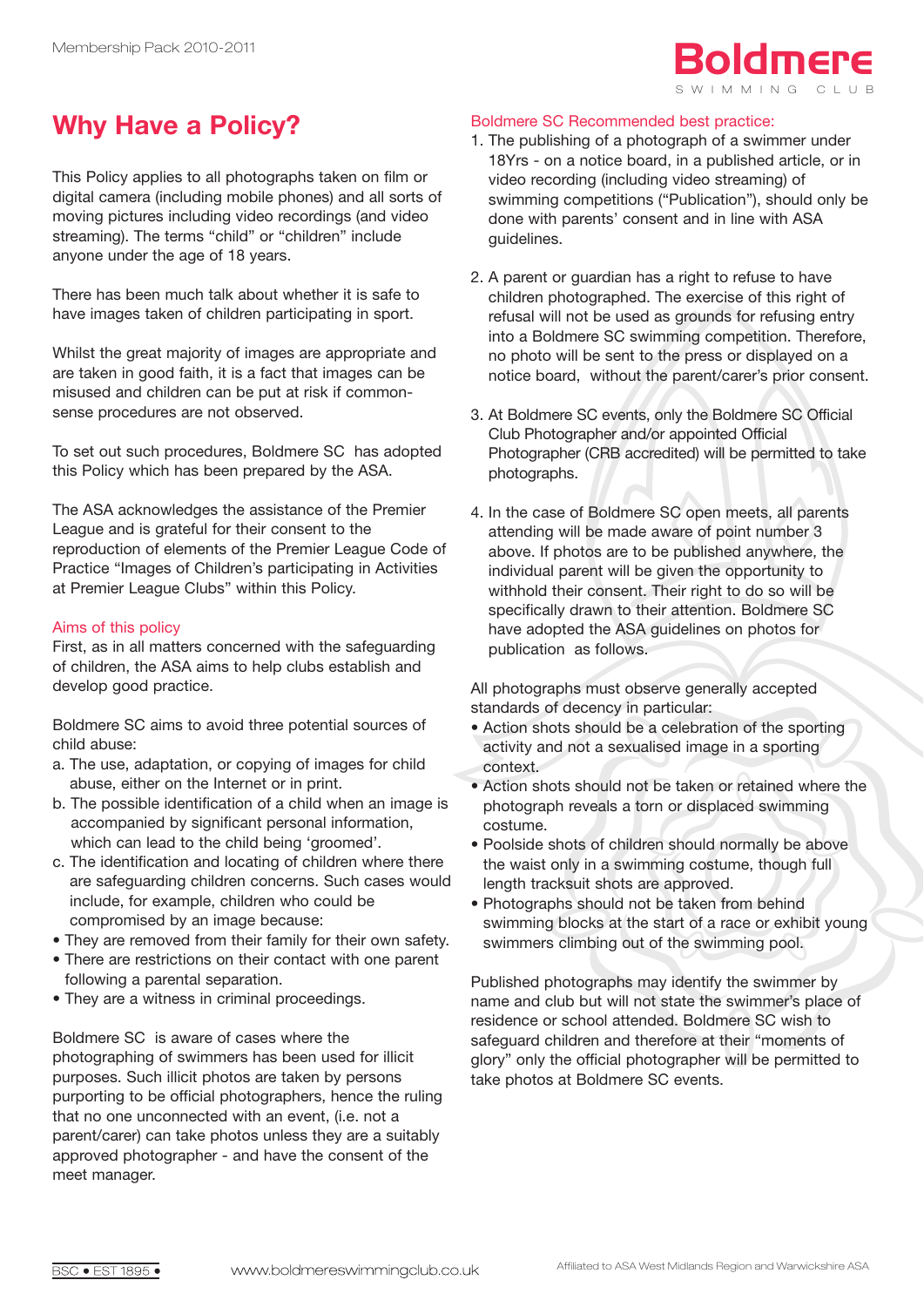# Why Have a Policy?

This Policy applies to all photographs taken on film or digital camera (including mobile phones) and all sorts of moving pictures including video recordings (and video streaming). The terms "child" or "children" include anyone under the age of 18 years.

There has been much talk about whether it is safe to have images taken of children participating in sport.

Whilst the great majority of images are appropriate and are taken in good faith, it is a fact that images can be misused and children can be put at risk if common-sense procedures are not observed.

To set out such procedures, Boldmere SC has adopted this Policy which has been prepared by the ASA.

The ASA acknowledges the assistance of the Premier League and is grateful for their consent to the reproduction of elements of the Premier League Code of Practice "Images of Children's participating in Activities at Premier League Clubs" within this Policy.

## Aims of this policy

First, as in all matters concerned with the safeguarding of children, the ASA aims to help clubs establish and develop good practice.

Boldmere SC aims to avoid three potential sources of child abuse:

a. The use, adaptation, or copying of images for child abuse, either on the Internet or in print.
b. The possible identification of a child when an image is accompanied by significant personal information, which can lead to the child being 'groomed'.
c. The identification and locating of children where there are safeguarding children concerns. Such cases would include, for example, children who could be compromised by an image because:

- They are removed from their family for their own safety.
- There are restrictions on their contact with one parent following a parental separation.
- They are a witness in criminal proceedings.

Boldmere SC is aware of cases where the photographing of swimmers has been used for illicit purposes. Such illicit photos are taken by persons purporting to be official photographers, hence the ruling that no one unconnected with an event, (i.e. not a parent/carer) can take photos unless they are a suitably approved photographer - and have the consent of the meet manager.

## Boldmere SC Recommended best practice:

1. The publishing of a photograph of a swimmer under 18Yrs - on a notice board, in a published article, or in video recording (including video streaming) of swimming competitions ("Publication"), should only be done with parents' consent and in line with ASA guidelines.

2. A parent or guardian has a right to refuse to have children photographed. The exercise of this right of refusal will not be used as grounds for refusing entry into a Boldmere SC swimming competition. Therefore, no photo will be sent to the press or displayed on a notice board, without the parent/carer's prior consent.

3. At Boldmere SC events, only the Boldmere SC Official Club Photographer and/or appointed Official Photographer (CRB accredited) will be permitted to take photographs.

4. In the case of Boldmere SC open meets, all parents attending will be made aware of point number 3 above. If photos are to be published anywhere, the individual parent will be given the opportunity to withhold their consent. Their right to do so will be specifically drawn to their attention. Boldmere SC have adopted the ASA guidelines on photos for publication as follows.

All photographs must observe generally accepted standards of decency in particular:

- Action shots should be a celebration of the sporting activity and not a sexualised image in a sporting context.
- Action shots should not be taken or retained where the photograph reveals a torn or displaced swimming costume.
- Poolside shots of children should normally be above the waist only in a swimming costume, though full length tracksuit shots are approved.
- Photographs should not be taken from behind swimming blocks at the start of a race or exhibit young swimmers climbing out of the swimming pool.

Published photographs may identify the swimmer by name and club but will not state the swimmer's place of residence or school attended. Boldmere SC wish to safeguard children and therefore at their "moments of glory" only the official photographer will be permitted to take photos at Boldmere SC events.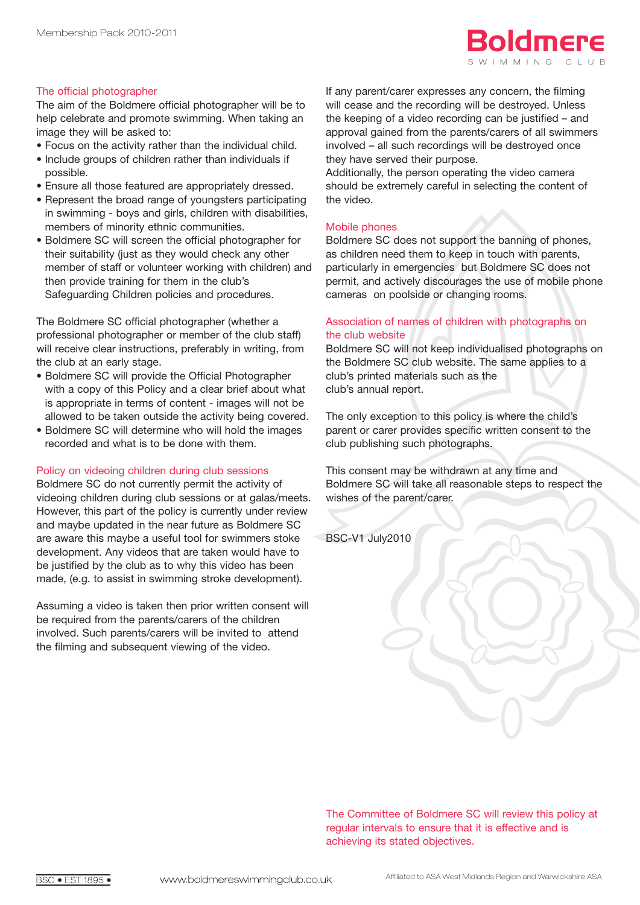## The official photographer

The aim of the Boldmere official photographer will be to help celebrate and promote swimming. When taking an image they will be asked to:

- Focus on the activity rather than the individual child.
- Include groups of children rather than individuals if possible.
- Ensure all those featured are appropriately dressed.
- Represent the broad range of youngsters participating in swimming - boys and girls, children with disabilities, members of minority ethnic communities.
- Boldmere SC will screen the official photographer for their suitability (just as they would check any other member of staff or volunteer working with children) and then provide training for them in the club's Safeguarding Children policies and procedures.

The Boldmere SC official photographer (whether a professional photographer or member of the club staff) will receive clear instructions, preferably in writing, from the club at an early stage.

- Boldmere SC will provide the Official Photographer with a copy of this Policy and a clear brief about what is appropriate in terms of content - images will not be allowed to be taken outside the activity being covered.
- Boldmere SC will determine who will hold the images recorded and what is to be done with them.

## Policy on videoing children during club sessions

Boldmere SC do not currently permit the activity of videoing children during club sessions or at galas/meets. However, this part of the policy is currently under review and maybe updated in the near future as Boldmere SC are aware this maybe a useful tool for swimmers stoke development. Any videos that are taken would have to be justified by the club as to why this video has been made, (e.g. to assist in swimming stroke development).

Assuming a video is taken then prior written consent will be required from the parents/carers of the children involved. Such parents/carers will be invited to attend the filming and subsequent viewing of the video.

If any parent/carer expresses any concern, the filming will cease and the recording will be destroyed. Unless the keeping of a video recording can be justified – and approval gained from the parents/carers of all swimmers involved – all such recordings will be destroyed once they have served their purpose.
Additionally, the person operating the video camera should be extremely careful in selecting the content of the video.

## Mobile phones

Boldmere SC does not support the banning of phones, as children need them to keep in touch with parents, particularly in emergencies but Boldmere SC does not permit, and actively discourages the use of mobile phone cameras on poolside or changing rooms.

## Association of names of children with photographs on the club website

Boldmere SC will not keep individualised photographs on the Boldmere SC club website. The same applies to a club's printed materials such as the club's annual report.

The only exception to this policy is where the child's parent or carer provides specific written consent to the club publishing such photographs.

This consent may be withdrawn at any time and Boldmere SC will take all reasonable steps to respect the wishes of the parent/carer.

BSC-V1 July2010

The Committee of Boldmere SC will review this policy at regular intervals to ensure that it is effective and is achieving its stated objectives.